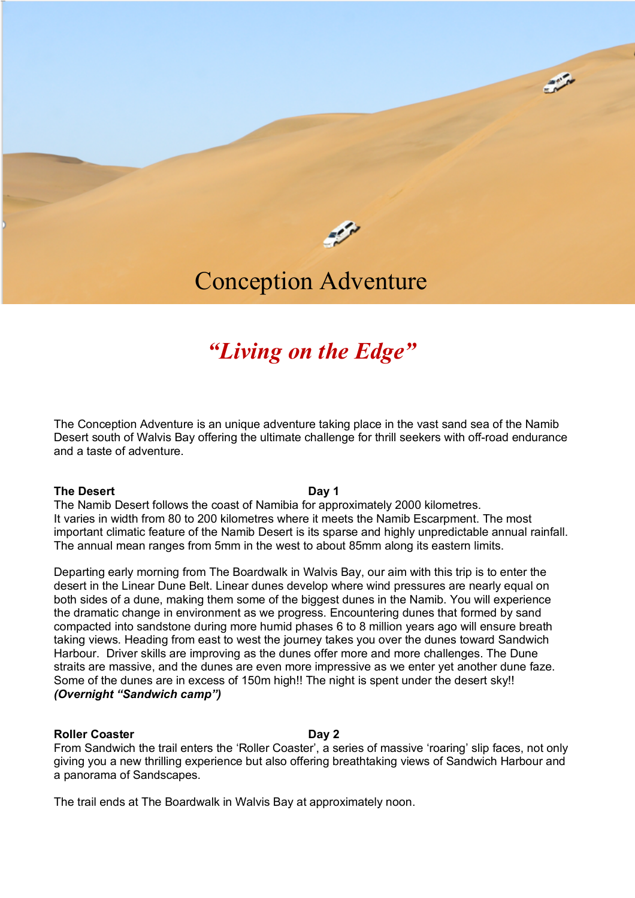# Conception Adventure

## *"Living on the Edge"*

The Conception Adventure is an unique adventure taking place in the vast sand sea of the Namib Desert south of Walvis Bay offering the ultimate challenge for thrill seekers with off-road endurance and a taste of adventure.

**The Desert** **Day 1**

The Namib Desert follows the coast of Namibia for approximately 2000 kilometres. It varies in width from 80 to 200 kilometres where it meets the Namib Escarpment. The most important climatic feature of the Namib Desert is its sparse and highly unpredictable annual rainfall. The annual mean ranges from 5mm in the west to about 85mm along its eastern limits.

Departing early morning from The Boardwalk in Walvis Bay, our aim with this trip is to enter the desert in the Linear Dune Belt. Linear dunes develop where wind pressures are nearly equal on both sides of a dune, making them some of the biggest dunes in the Namib. You will experience the dramatic change in environment as we progress. Encountering dunes that formed by sand compacted into sandstone during more humid phases 6 to 8 million years ago will ensure breath taking views. Heading from east to west the journey takes you over the dunes toward Sandwich Harbour. Driver skills are improving as the dunes offer more and more challenges. The Dune straits are massive, and the dunes are even more impressive as we enter yet another dune faze. Some of the dunes are in excess of 150m high!! The night is spent under the desert sky!!
***(Overnight "Sandwich camp")***

**Roller Coaster** **Day 2**

From Sandwich the trail enters the 'Roller Coaster', a series of massive 'roaring' slip faces, not only giving you a new thrilling experience but also offering breathtaking views of Sandwich Harbour and a panorama of Sandscapes.

The trail ends at The Boardwalk in Walvis Bay at approximately noon.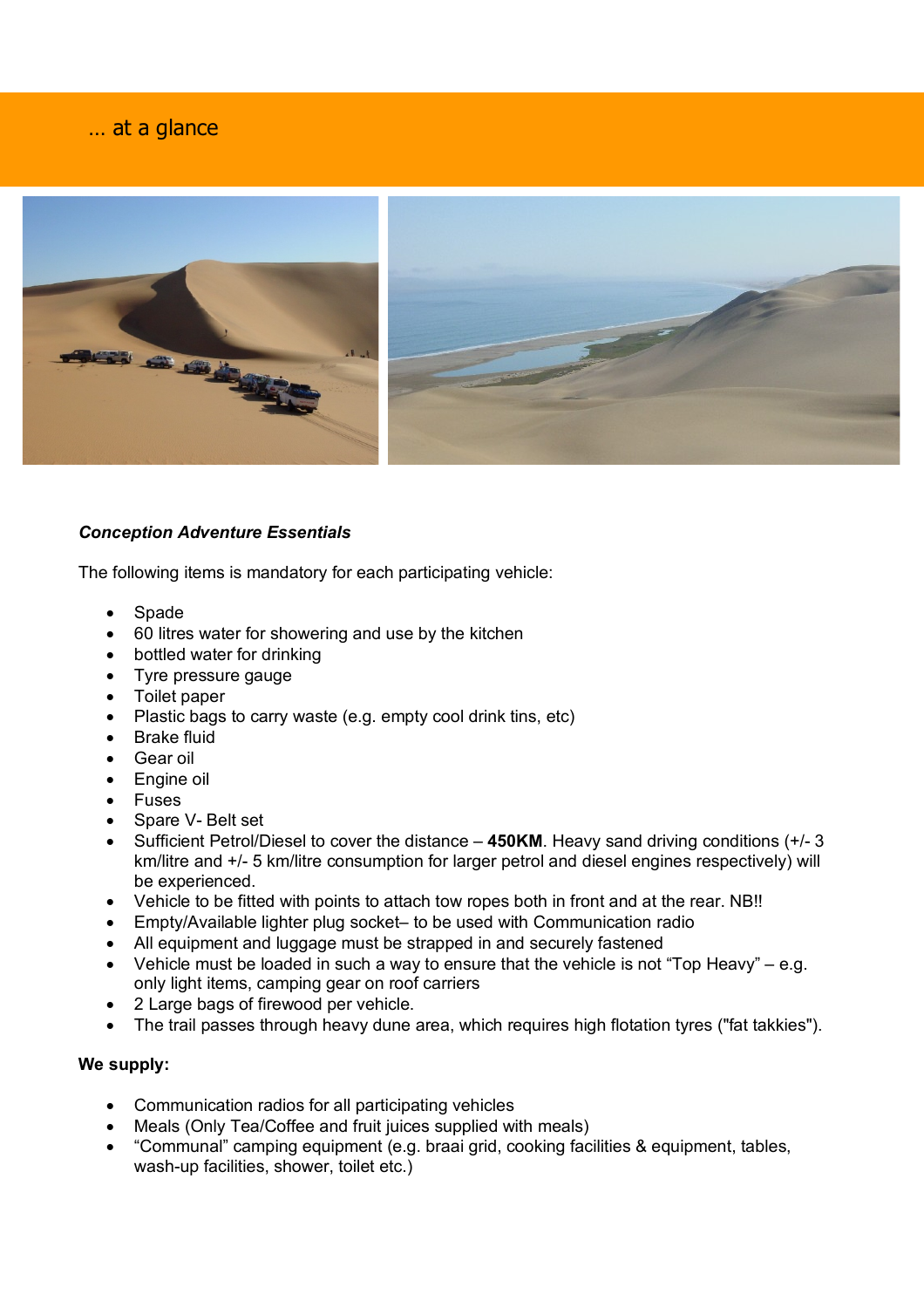… at a glance

***Conception Adventure Essentials***

The following items is mandatory for each participating vehicle:

- Spade
- 60 litres water for showering and use by the kitchen
- bottled water for drinking
- Tyre pressure gauge
- Toilet paper
- Plastic bags to carry waste (e.g. empty cool drink tins, etc)
- Brake fluid
- Gear oil
- Engine oil
- Fuses
- Spare V- Belt set
- Sufficient Petrol/Diesel to cover the distance – **450KM**. Heavy sand driving conditions (+/- 3 km/litre and +/- 5 km/litre consumption for larger petrol and diesel engines respectively) will be experienced.
- Vehicle to be fitted with points to attach tow ropes both in front and at the rear. NB!!
- Empty/Available lighter plug socket– to be used with Communication radio
- All equipment and luggage must be strapped in and securely fastened
- Vehicle must be loaded in such a way to ensure that the vehicle is not "Top Heavy" – e.g. only light items, camping gear on roof carriers
- 2 Large bags of firewood per vehicle.
- The trail passes through heavy dune area, which requires high flotation tyres ("fat takkies").

**We supply:**

- Communication radios for all participating vehicles
- Meals (Only Tea/Coffee and fruit juices supplied with meals)
- "Communal" camping equipment (e.g. braai grid, cooking facilities & equipment, tables, wash-up facilities, shower, toilet etc.)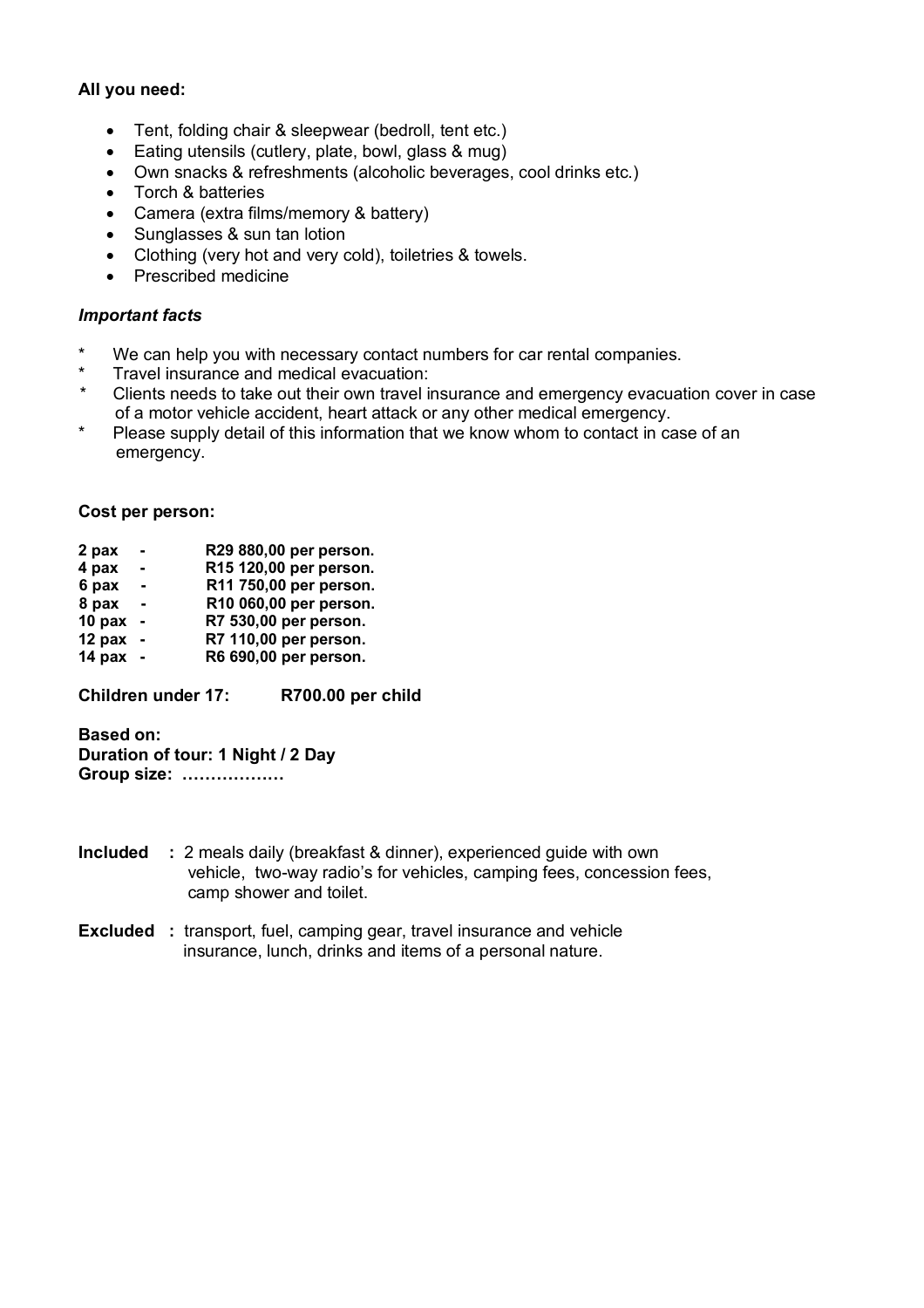**All you need:**

- Tent, folding chair & sleepwear (bedroll, tent etc.)
- Eating utensils (cutlery, plate, bowl, glass & mug)
- Own snacks & refreshments (alcoholic beverages, cool drinks etc.)
- Torch & batteries
- Camera (extra films/memory & battery)
- Sunglasses & sun tan lotion
- Clothing (very hot and very cold), toiletries & towels.
- Prescribed medicine

***Important facts***

\* We can help you with necessary contact numbers for car rental companies.
\* Travel insurance and medical evacuation:
\* Clients needs to take out their own travel insurance and emergency evacuation cover in case of a motor vehicle accident, heart attack or any other medical emergency.
\* Please supply detail of this information that we know whom to contact in case of an emergency.

**Cost per person:**

| | | |
|---|---|---|
| **2 pax** | **-** | **R29 880,00 per person.** |
| **4 pax** | **-** | **R15 120,00 per person.** |
| **6 pax** | **-** | **R11 750,00 per person.** |
| **8 pax** | **-** | **R10 060,00 per person.** |
| **10 pax** | **-** | **R7 530,00 per person.** |
| **12 pax** | **-** | **R7 110,00 per person.** |
| **14 pax** | **-** | **R6 690,00 per person.** |

**Children under 17: R700.00 per child**

**Based on:**
**Duration of tour: 1 Night / 2 Day**
**Group size: ………………**

**Included :** 2 meals daily (breakfast & dinner), experienced guide with own vehicle, two-way radio's for vehicles, camping fees, concession fees, camp shower and toilet.

**Excluded :** transport, fuel, camping gear, travel insurance and vehicle insurance, lunch, drinks and items of a personal nature.